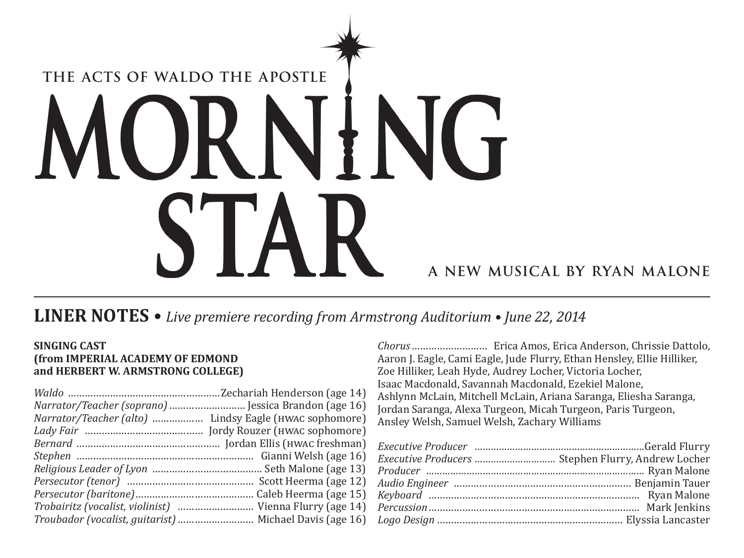THE ACTS OF WALDO THE APOSTLE

# MORNING STAR

A NEW MUSICAL BY RYAN MALONE

## LINER NOTES • *Live premiere recording from Armstrong Auditorium • June 22, 2014*

**SINGING CAST**
**(from IMPERIAL ACADEMY OF EDMOND and HERBERT W. ARMSTRONG COLLEGE)**

*Waldo* .......... Zechariah Henderson (age 14)
*Narrator/Teacher (soprano)* .......... Jessica Brandon (age 16)
*Narrator/Teacher (alto)* .......... Lindsy Eagle (HWAC sophomore)
*Lady Fair* .......... Jordy Rouzer (HWAC sophomore)
*Bernard* .......... Jordan Ellis (HWAC freshman)
*Stephen* .......... Gianni Welsh (age 16)
*Religious Leader of Lyon* .......... Seth Malone (age 13)
*Persecutor (tenor)* .......... Scott Heerma (age 12)
*Persecutor (baritone)* .......... Caleb Heerma (age 15)
*Trobairitz (vocalist, violinist)* .......... Vienna Flurry (age 14)
*Troubador (vocalist, guitarist)* .......... Michael Davis (age 16)

*Chorus* .......... Erica Amos, Erica Anderson, Chrissie Dattolo, Aaron J. Eagle, Cami Eagle, Jude Flurry, Ethan Hensley, Ellie Hilliker, Zoe Hilliker, Leah Hyde, Audrey Locher, Victoria Locher, Isaac Macdonald, Savannah Macdonald, Ezekiel Malone, Ashlynn McLain, Mitchell McLain, Ariana Saranga, Eliesha Saranga, Jordan Saranga, Alexa Turgeon, Micah Turgeon, Paris Turgeon, Ansley Welsh, Samuel Welsh, Zachary Williams

*Executive Producer* .......... Gerald Flurry
*Executive Producers* .......... Stephen Flurry, Andrew Locher
*Producer* .......... Ryan Malone
*Audio Engineer* .......... Benjamin Tauer
*Keyboard* .......... Ryan Malone
*Percussion* .......... Mark Jenkins
*Logo Design* .......... Elyssia Lancaster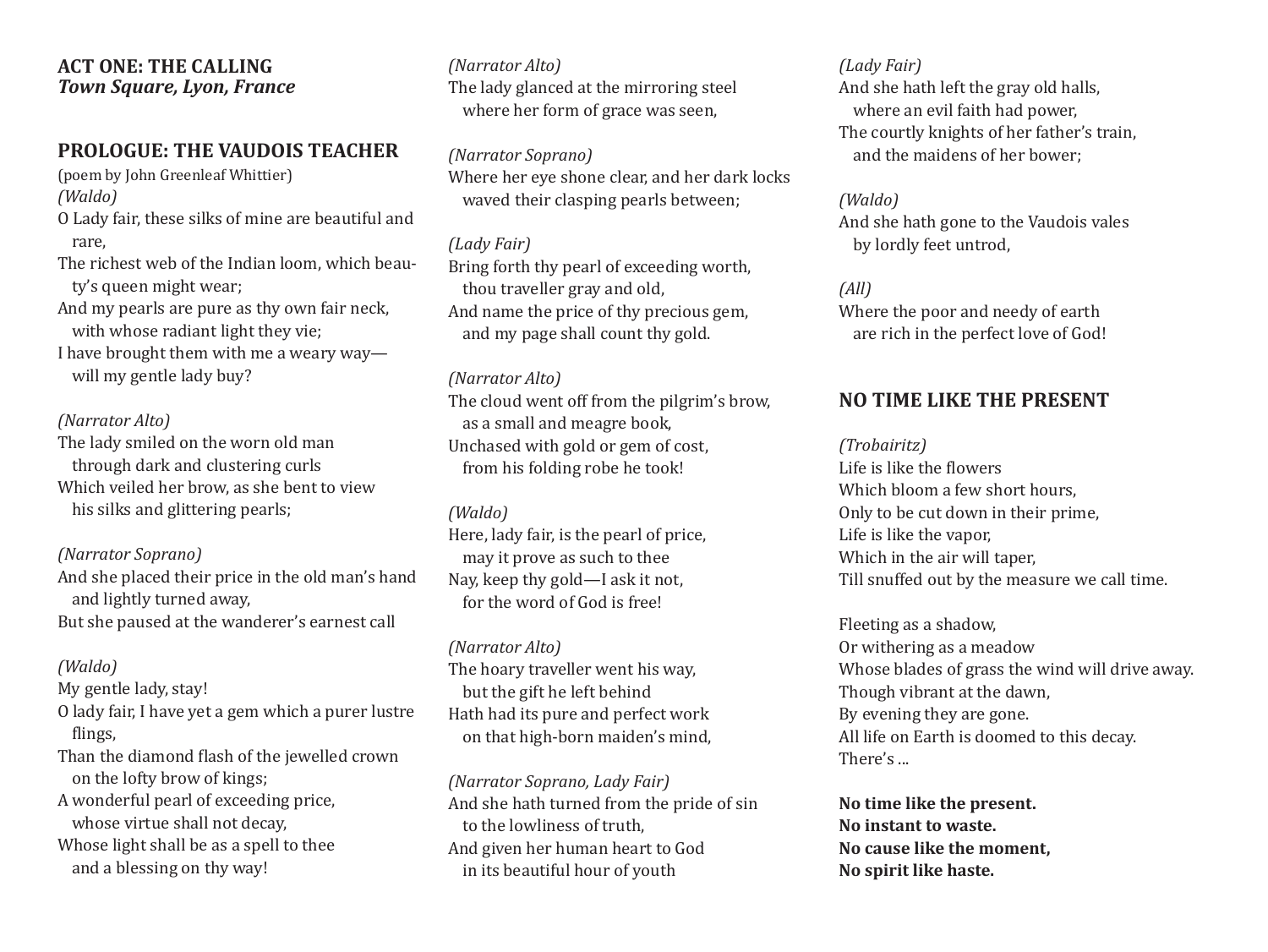## ACT ONE: THE CALLING

***Town Square, Lyon, France***

## PROLOGUE: THE VAUDOIS TEACHER

(poem by John Greenleaf Whittier)

*(Waldo)*

O Lady fair, these silks of mine are beautiful and rare,
The richest web of the Indian loom, which beauty's queen might wear;
And my pearls are pure as thy own fair neck, with whose radiant light they vie;
I have brought them with me a weary way— will my gentle lady buy?

*(Narrator Alto)*

The lady smiled on the worn old man through dark and clustering curls
Which veiled her brow, as she bent to view his silks and glittering pearls;

*(Narrator Soprano)*

And she placed their price in the old man's hand and lightly turned away,
But she paused at the wanderer's earnest call

*(Waldo)*

My gentle lady, stay!
O lady fair, I have yet a gem which a purer lustre flings,
Than the diamond flash of the jewelled crown on the lofty brow of kings;
A wonderful pearl of exceeding price, whose virtue shall not decay,
Whose light shall be as a spell to thee and a blessing on thy way!

*(Narrator Alto)*

The lady glanced at the mirroring steel where her form of grace was seen,

*(Narrator Soprano)*

Where her eye shone clear, and her dark locks waved their clasping pearls between;

*(Lady Fair)*

Bring forth thy pearl of exceeding worth, thou traveller gray and old,
And name the price of thy precious gem, and my page shall count thy gold.

*(Narrator Alto)*

The cloud went off from the pilgrim's brow, as a small and meagre book,
Unchased with gold or gem of cost, from his folding robe he took!

*(Waldo)*

Here, lady fair, is the pearl of price, may it prove as such to thee
Nay, keep thy gold—I ask it not, for the word of God is free!

*(Narrator Alto)*

The hoary traveller went his way, but the gift he left behind
Hath had its pure and perfect work on that high-born maiden's mind,

*(Narrator Soprano, Lady Fair)*

And she hath turned from the pride of sin to the lowliness of truth,
And given her human heart to God in its beautiful hour of youth

*(Lady Fair)*

And she hath left the gray old halls, where an evil faith had power,
The courtly knights of her father's train, and the maidens of her bower;

*(Waldo)*

And she hath gone to the Vaudois vales by lordly feet untrod,

*(All)*

Where the poor and needy of earth are rich in the perfect love of God!

## NO TIME LIKE THE PRESENT

*(Trobairitz)*

Life is like the flowers
Which bloom a few short hours,
Only to be cut down in their prime,
Life is like the vapor,
Which in the air will taper,
Till snuffed out by the measure we call time.

Fleeting as a shadow,
Or withering as a meadow
Whose blades of grass the wind will drive away.
Though vibrant at the dawn,
By evening they are gone.
All life on Earth is doomed to this decay.
There's ...

**No time like the present.**
**No instant to waste.**
**No cause like the moment,**
**No spirit like haste.**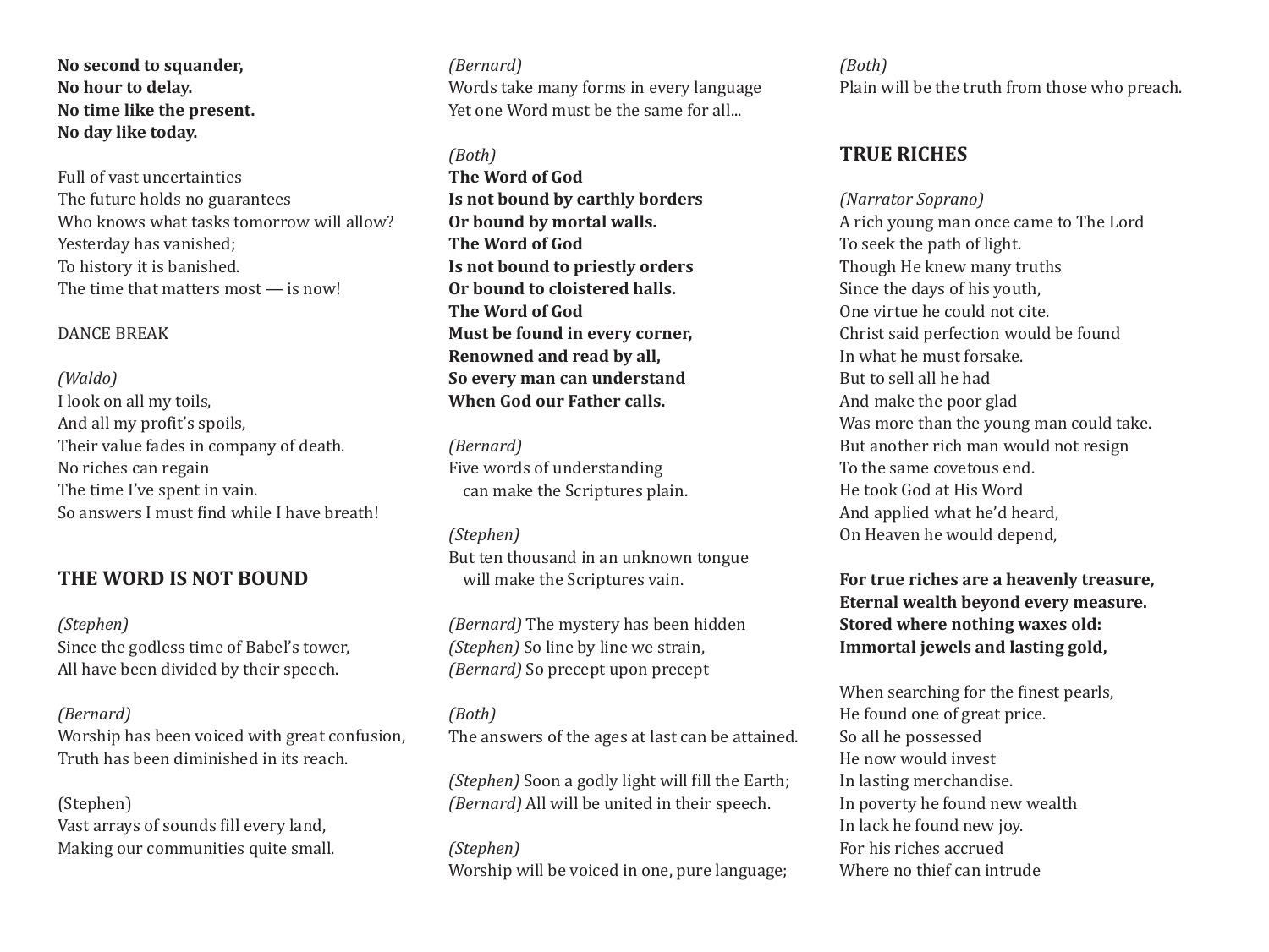**No second to squander,**
**No hour to delay.**
**No time like the present.**
**No day like today.**

Full of vast uncertainties
The future holds no guarantees
Who knows what tasks tomorrow will allow?
Yesterday has vanished;
To history it is banished.
The time that matters most — is now!

DANCE BREAK

*(Waldo)*
I look on all my toils,
And all my profit's spoils,
Their value fades in company of death.
No riches can regain
The time I've spent in vain.
So answers I must find while I have breath!

## THE WORD IS NOT BOUND

*(Stephen)*
Since the godless time of Babel's tower,
All have been divided by their speech.

*(Bernard)*
Worship has been voiced with great confusion,
Truth has been diminished in its reach.

(Stephen)
Vast arrays of sounds fill every land,
Making our communities quite small.

*(Bernard)*
Words take many forms in every language
Yet one Word must be the same for all...

*(Both)*
**The Word of God**
**Is not bound by earthly borders**
**Or bound by mortal walls.**
**The Word of God**
**Is not bound to priestly orders**
**Or bound to cloistered halls.**
**The Word of God**
**Must be found in every corner,**
**Renowned and read by all,**
**So every man can understand**
**When God our Father calls.**

*(Bernard)*
Five words of understanding
can make the Scriptures plain.

*(Stephen)*
But ten thousand in an unknown tongue
will make the Scriptures vain.

*(Bernard)* The mystery has been hidden
*(Stephen)* So line by line we strain,
*(Bernard)* So precept upon precept

*(Both)*
The answers of the ages at last can be attained.

*(Stephen)* Soon a godly light will fill the Earth;
*(Bernard)* All will be united in their speech.

*(Stephen)*
Worship will be voiced in one, pure language;

*(Both)*
Plain will be the truth from those who preach.

## TRUE RICHES

*(Narrator Soprano)*
A rich young man once came to The Lord
To seek the path of light.
Though He knew many truths
Since the days of his youth,
One virtue he could not cite.
Christ said perfection would be found
In what he must forsake.
But to sell all he had
And make the poor glad
Was more than the young man could take.
But another rich man would not resign
To the same covetous end.
He took God at His Word
And applied what he'd heard,
On Heaven he would depend,

**For true riches are a heavenly treasure,**
**Eternal wealth beyond every measure.**
**Stored where nothing waxes old:**
**Immortal jewels and lasting gold,**

When searching for the finest pearls,
He found one of great price.
So all he possessed
He now would invest
In lasting merchandise.
In poverty he found new wealth
In lack he found new joy.
For his riches accrued
Where no thief can intrude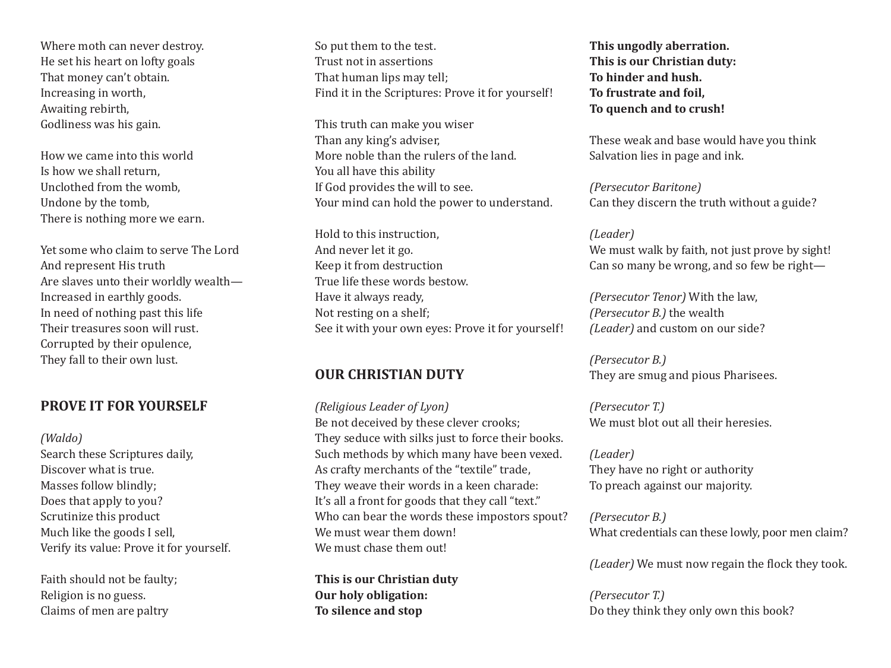Where moth can never destroy.
He set his heart on lofty goals
That money can't obtain.
Increasing in worth,
Awaiting rebirth,
Godliness was his gain.

How we came into this world
Is how we shall return,
Unclothed from the womb,
Undone by the tomb,
There is nothing more we earn.

Yet some who claim to serve The Lord
And represent His truth
Are slaves unto their worldly wealth—
Increased in earthly goods.
In need of nothing past this life
Their treasures soon will rust.
Corrupted by their opulence,
They fall to their own lust.

## PROVE IT FOR YOURSELF

*(Waldo)*
Search these Scriptures daily,
Discover what is true.
Masses follow blindly;
Does that apply to you?
Scrutinize this product
Much like the goods I sell,
Verify its value: Prove it for yourself.

Faith should not be faulty;
Religion is no guess.
Claims of men are paltry
So put them to the test.
Trust not in assertions
That human lips may tell;
Find it in the Scriptures: Prove it for yourself!

This truth can make you wiser
Than any king's adviser,
More noble than the rulers of the land.
You all have this ability
If God provides the will to see.
Your mind can hold the power to understand.

Hold to this instruction,
And never let it go.
Keep it from destruction
True life these words bestow.
Have it always ready,
Not resting on a shelf;
See it with your own eyes: Prove it for yourself!

## OUR CHRISTIAN DUTY

*(Religious Leader of Lyon)*
Be not deceived by these clever crooks;
They seduce with silks just to force their books.
Such methods by which many have been vexed.
As crafty merchants of the "textile" trade,
They weave their words in a keen charade:
It's all a front for goods that they call "text."
Who can bear the words these impostors spout?
We must wear them down!
We must chase them out!

**This is our Christian duty**
**Our holy obligation:**
**To silence and stop**
**This ungodly aberration.**
**This is our Christian duty:**
**To hinder and hush.**
**To frustrate and foil,**
**To quench and to crush!**

These weak and base would have you think
Salvation lies in page and ink.

*(Persecutor Baritone)*
Can they discern the truth without a guide?

*(Leader)*
We must walk by faith, not just prove by sight!
Can so many be wrong, and so few be right—

*(Persecutor Tenor)* With the law,
*(Persecutor B.)* the wealth
*(Leader)* and custom on our side?

*(Persecutor B.)*
They are smug and pious Pharisees.

*(Persecutor T.)*
We must blot out all their heresies.

*(Leader)*
They have no right or authority
To preach against our majority.

*(Persecutor B.)*
What credentials can these lowly, poor men claim?

*(Leader)* We must now regain the flock they took.

*(Persecutor T.)*
Do they think they only own this book?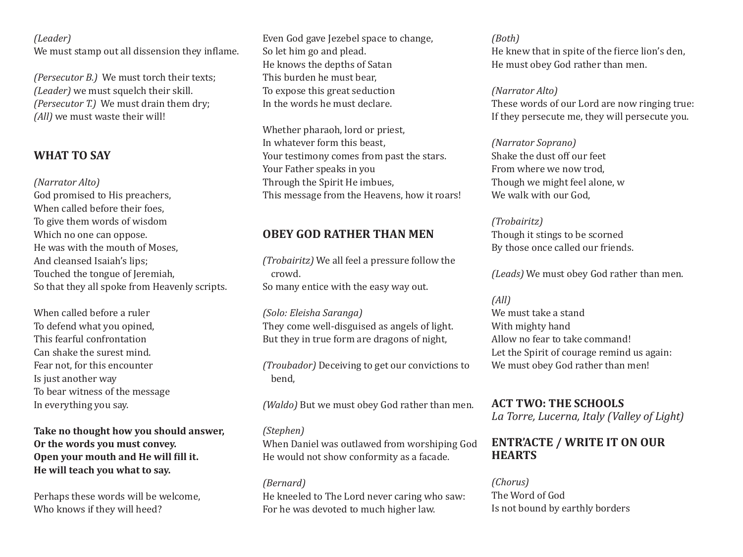*(Leader)*
We must stamp out all dissension they inflame.

*(Persecutor B.)* We must torch their texts;
*(Leader)* we must squelch their skill.
*(Persecutor T.)* We must drain them dry;
*(All)* we must waste their will!

## WHAT TO SAY

*(Narrator Alto)*
God promised to His preachers,
When called before their foes,
To give them words of wisdom
Which no one can oppose.
He was with the mouth of Moses,
And cleansed Isaiah's lips;
Touched the tongue of Jeremiah,
So that they all spoke from Heavenly scripts.

When called before a ruler
To defend what you opined,
This fearful confrontation
Can shake the surest mind.
Fear not, for this encounter
Is just another way
To bear witness of the message
In everything you say.

**Take no thought how you should answer,**
**Or the words you must convey.**
**Open your mouth and He will fill it.**
**He will teach you what to say.**

Perhaps these words will be welcome,
Who knows if they will heed?
Even God gave Jezebel space to change,
So let him go and plead.
He knows the depths of Satan
This burden he must bear,
To expose this great seduction
In the words he must declare.

Whether pharaoh, lord or priest,
In whatever form this beast,
Your testimony comes from past the stars.
Your Father speaks in you
Through the Spirit He imbues,
This message from the Heavens, how it roars!

## OBEY GOD RATHER THAN MEN

*(Trobairitz)* We all feel a pressure follow the crowd.
So many entice with the easy way out.

*(Solo: Eleisha Saranga)*
They come well-disguised as angels of light.
But they in true form are dragons of night,

*(Troubador)* Deceiving to get our convictions to bend,

*(Waldo)* But we must obey God rather than men.

*(Stephen)*
When Daniel was outlawed from worshiping God
He would not show conformity as a facade.

*(Bernard)*
He kneeled to The Lord never caring who saw:
For he was devoted to much higher law.

*(Both)*
He knew that in spite of the fierce lion's den,
He must obey God rather than men.

*(Narrator Alto)*
These words of our Lord are now ringing true:
If they persecute me, they will persecute you.

*(Narrator Soprano)*
Shake the dust off our feet
From where we now trod,
Though we might feel alone, w
We walk with our God,

*(Trobairitz)*
Though it stings to be scorned
By those once called our friends.

*(Leads)* We must obey God rather than men.

*(All)*
We must take a stand
With mighty hand
Allow no fear to take command!
Let the Spirit of courage remind us again:
We must obey God rather than men!

## ACT TWO: THE SCHOOLS

*La Torre, Lucerna, Italy (Valley of Light)*

## ENTR'ACTE / WRITE IT ON OUR HEARTS

*(Chorus)*
The Word of God
Is not bound by earthly borders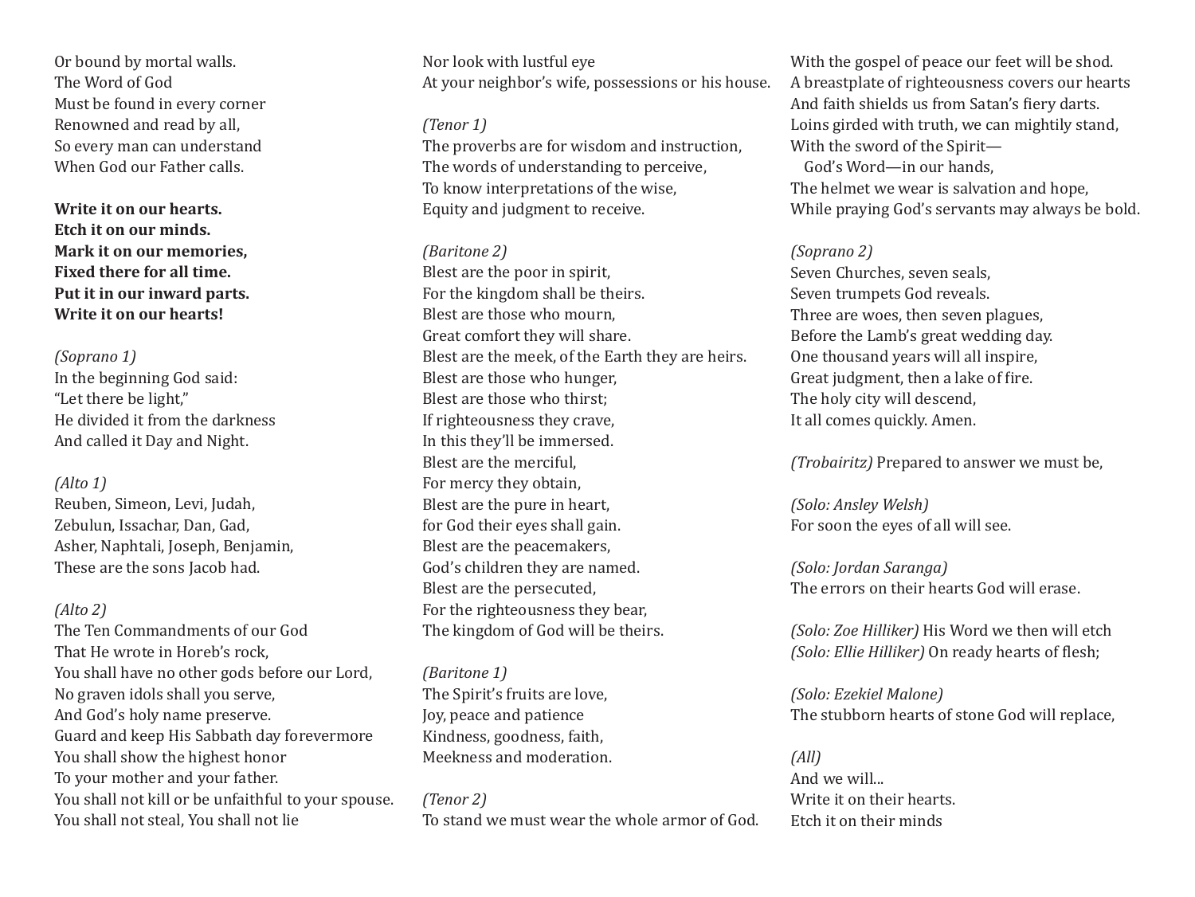Or bound by mortal walls.
The Word of God
Must be found in every corner
Renowned and read by all,
So every man can understand
When God our Father calls.

**Write it on our hearts.**
**Etch it on our minds.**
**Mark it on our memories,**
**Fixed there for all time.**
**Put it in our inward parts.**
**Write it on our hearts!**

*(Soprano 1)*
In the beginning God said:
"Let there be light,"
He divided it from the darkness
And called it Day and Night.

*(Alto 1)*
Reuben, Simeon, Levi, Judah,
Zebulun, Issachar, Dan, Gad,
Asher, Naphtali, Joseph, Benjamin,
These are the sons Jacob had.

*(Alto 2)*
The Ten Commandments of our God
That He wrote in Horeb's rock,
You shall have no other gods before our Lord,
No graven idols shall you serve,
And God's holy name preserve.
Guard and keep His Sabbath day forevermore
You shall show the highest honor
To your mother and your father.
You shall not kill or be unfaithful to your spouse.
You shall not steal, You shall not lie
Nor look with lustful eye
At your neighbor's wife, possessions or his house.

*(Tenor 1)*
The proverbs are for wisdom and instruction,
The words of understanding to perceive,
To know interpretations of the wise,
Equity and judgment to receive.

*(Baritone 2)*
Blest are the poor in spirit,
For the kingdom shall be theirs.
Blest are those who mourn,
Great comfort they will share.
Blest are the meek, of the Earth they are heirs.
Blest are those who hunger,
Blest are those who thirst;
If righteousness they crave,
In this they'll be immersed.
Blest are the merciful,
For mercy they obtain,
Blest are the pure in heart,
for God their eyes shall gain.
Blest are the peacemakers,
God's children they are named.
Blest are the persecuted,
For the righteousness they bear,
The kingdom of God will be theirs.

*(Baritone 1)*
The Spirit's fruits are love,
Joy, peace and patience
Kindness, goodness, faith,
Meekness and moderation.

*(Tenor 2)*
To stand we must wear the whole armor of God.
With the gospel of peace our feet will be shod.
A breastplate of righteousness covers our hearts
And faith shields us from Satan's fiery darts.
Loins girded with truth, we can mightily stand,
With the sword of the Spirit—
God's Word—in our hands,
The helmet we wear is salvation and hope,
While praying God's servants may always be bold.

*(Soprano 2)*
Seven Churches, seven seals,
Seven trumpets God reveals.
Three are woes, then seven plagues,
Before the Lamb's great wedding day.
One thousand years will all inspire,
Great judgment, then a lake of fire.
The holy city will descend,
It all comes quickly. Amen.

*(Trobairitz)* Prepared to answer we must be,

*(Solo: Ansley Welsh)*
For soon the eyes of all will see.

*(Solo: Jordan Saranga)*
The errors on their hearts God will erase.

*(Solo: Zoe Hilliker)* His Word we then will etch
*(Solo: Ellie Hilliker)* On ready hearts of flesh;

*(Solo: Ezekiel Malone)*
The stubborn hearts of stone God will replace,

*(All)*
And we will...
Write it on their hearts.
Etch it on their minds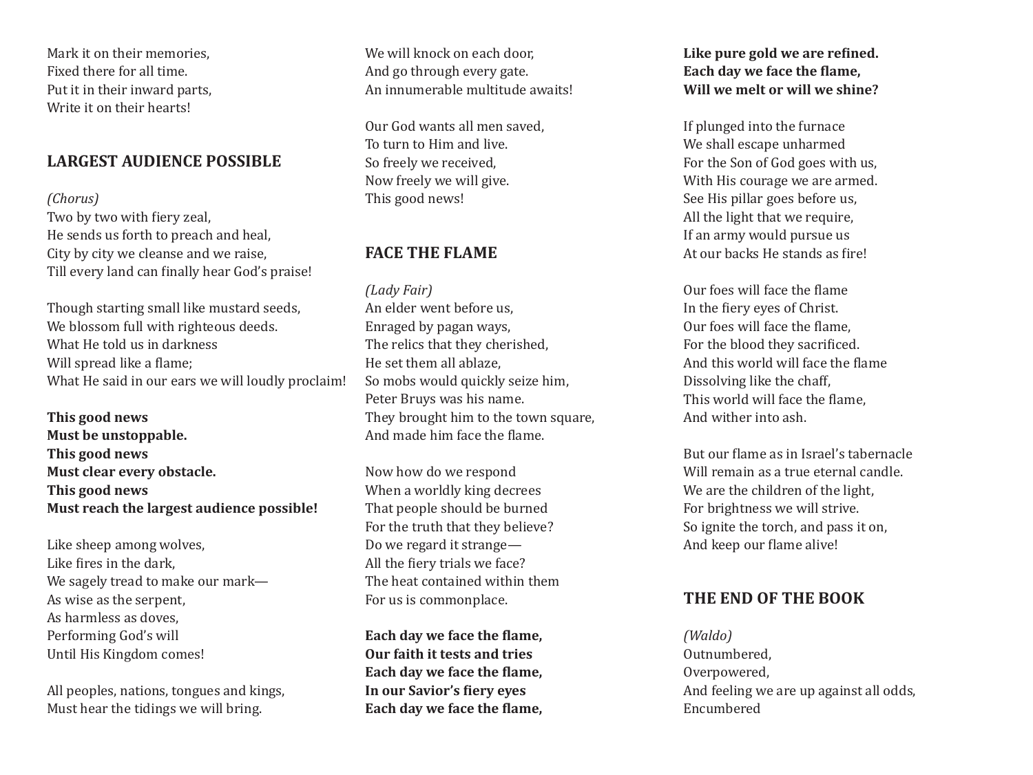Mark it on their memories,
Fixed there for all time.
Put it in their inward parts,
Write it on their hearts!

## LARGEST AUDIENCE POSSIBLE

*(Chorus)*
Two by two with fiery zeal,
He sends us forth to preach and heal,
City by city we cleanse and we raise,
Till every land can finally hear God's praise!

Though starting small like mustard seeds,
We blossom full with righteous deeds.
What He told us in darkness
Will spread like a flame;
What He said in our ears we will loudly proclaim!

**This good news**
**Must be unstoppable.**
**This good news**
**Must clear every obstacle.**
**This good news**
**Must reach the largest audience possible!**

Like sheep among wolves,
Like fires in the dark,
We sagely tread to make our mark—
As wise as the serpent,
As harmless as doves,
Performing God's will
Until His Kingdom comes!

All peoples, nations, tongues and kings,
Must hear the tidings we will bring.
We will knock on each door,
And go through every gate.
An innumerable multitude awaits!

Our God wants all men saved,
To turn to Him and live.
So freely we received,
Now freely we will give.
This good news!

## FACE THE FLAME

*(Lady Fair)*
An elder went before us,
Enraged by pagan ways,
The relics that they cherished,
He set them all ablaze,
So mobs would quickly seize him,
Peter Bruys was his name.
They brought him to the town square,
And made him face the flame.

Now how do we respond
When a worldly king decrees
That people should be burned
For the truth that they believe?
Do we regard it strange—
All the fiery trials we face?
The heat contained within them
For us is commonplace.

**Each day we face the flame,**
**Our faith it tests and tries**
**Each day we face the flame,**
**In our Savior's fiery eyes**
**Each day we face the flame,**
**Like pure gold we are refined.**
**Each day we face the flame,**
**Will we melt or will we shine?**

If plunged into the furnace
We shall escape unharmed
For the Son of God goes with us,
With His courage we are armed.
See His pillar goes before us,
All the light that we require,
If an army would pursue us
At our backs He stands as fire!

Our foes will face the flame
In the fiery eyes of Christ.
Our foes will face the flame,
For the blood they sacrificed.
And this world will face the flame
Dissolving like the chaff,
This world will face the flame,
And wither into ash.

But our flame as in Israel's tabernacle
Will remain as a true eternal candle.
We are the children of the light,
For brightness we will strive.
So ignite the torch, and pass it on,
And keep our flame alive!

## THE END OF THE BOOK

*(Waldo)*
Outnumbered,
Overpowered,
And feeling we are up against all odds,
Encumbered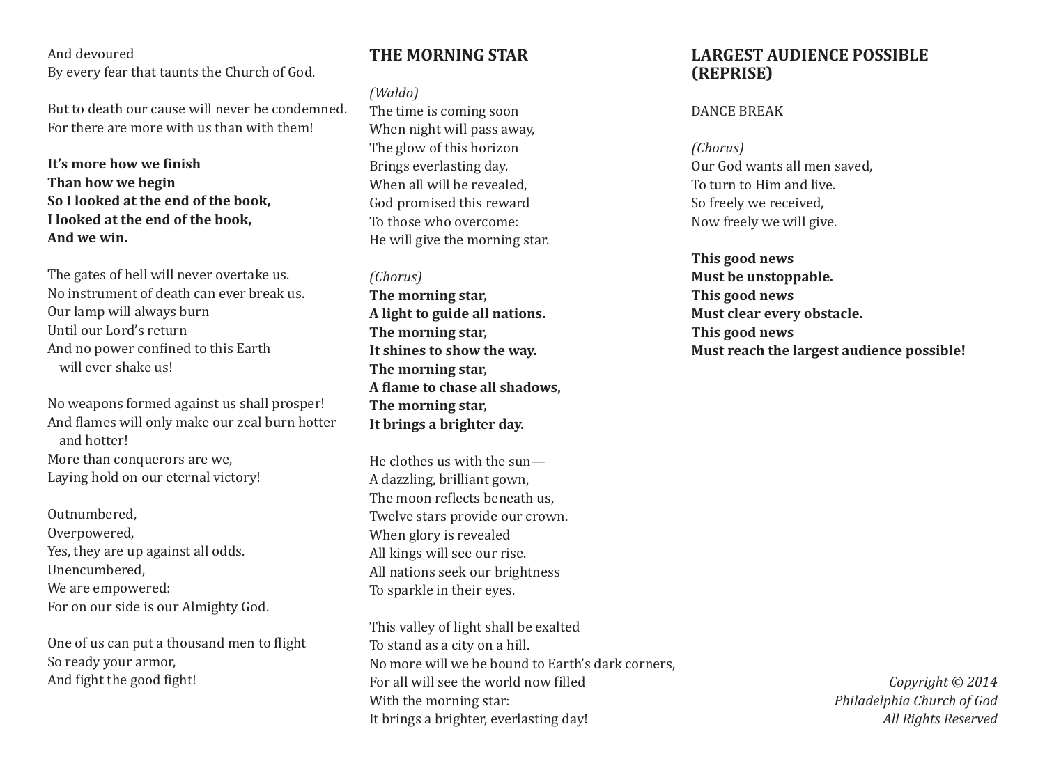And devoured
By every fear that taunts the Church of God.

But to death our cause will never be condemned.
For there are more with us than with them!

**It's more how we finish**
**Than how we begin**
**So I looked at the end of the book,**
**I looked at the end of the book,**
**And we win.**

The gates of hell will never overtake us.
No instrument of death can ever break us.
Our lamp will always burn
Until our Lord's return
And no power confined to this Earth
will ever shake us!

No weapons formed against us shall prosper!
And flames will only make our zeal burn hotter
and hotter!
More than conquerors are we,
Laying hold on our eternal victory!

Outnumbered,
Overpowered,
Yes, they are up against all odds.
Unencumbered,
We are empowered:
For on our side is our Almighty God.

One of us can put a thousand men to flight
So ready your armor,
And fight the good fight!

## THE MORNING STAR

*(Waldo)*
The time is coming soon
When night will pass away,
The glow of this horizon
Brings everlasting day.
When all will be revealed,
God promised this reward
To those who overcome:
He will give the morning star.

*(Chorus)*
**The morning star,**
**A light to guide all nations.**
**The morning star,**
**It shines to show the way.**
**The morning star,**
**A flame to chase all shadows,**
**The morning star,**
**It brings a brighter day.**

He clothes us with the sun—
A dazzling, brilliant gown,
The moon reflects beneath us,
Twelve stars provide our crown.
When glory is revealed
All kings will see our rise.
All nations seek our brightness
To sparkle in their eyes.

This valley of light shall be exalted
To stand as a city on a hill.
No more will we be bound to Earth's dark corners,
For all will see the world now filled
With the morning star:
It brings a brighter, everlasting day!

## LARGEST AUDIENCE POSSIBLE (REPRISE)

DANCE BREAK

*(Chorus)*
Our God wants all men saved,
To turn to Him and live.
So freely we received,
Now freely we will give.

**This good news**
**Must be unstoppable.**
**This good news**
**Must clear every obstacle.**
**This good news**
**Must reach the largest audience possible!**

*Copyright © 2014*
*Philadelphia Church of God*
*All Rights Reserved*